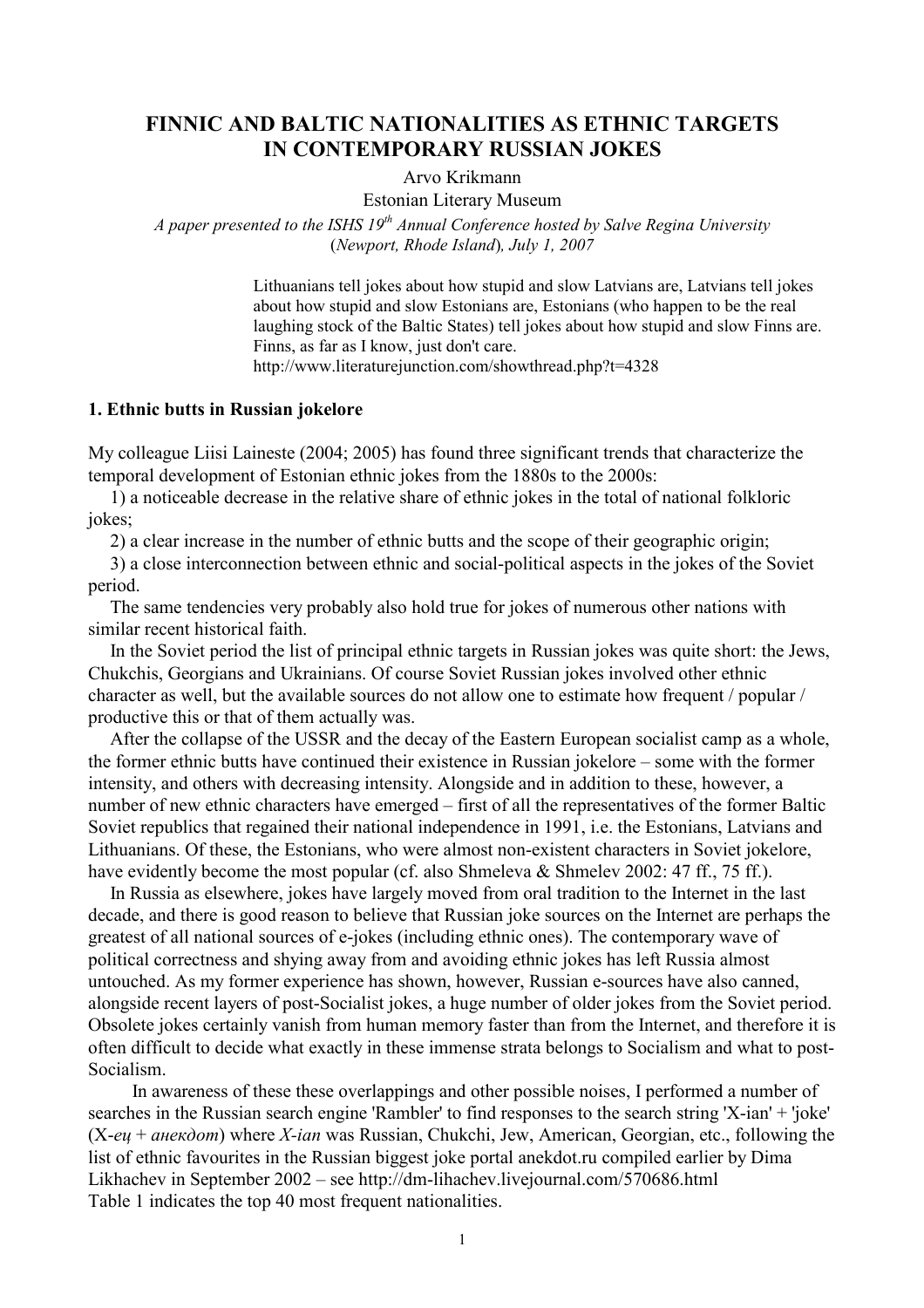# FINNIC AND BALTIC NATIONALITIES AS ETHNIC TARGETS IN CONTEMPORARY RUSSIAN JOKES

Arvo Krikmann

Estonian Literary Museum

*A paper presented to the ISHS 19th Annual Conference hosted by Salve Regina University (Newport, Rhode Island), July 1, 2007*

> Lithuanians tell jokes about how stupid and slow Latvians are, Latvians tell jokes about how stupid and slow Estonians are, Estonians (who happen to be the real laughing stock of the Baltic States) tell jokes about how stupid and slow Finns are. Finns, as far as I know, just don't care.
> http://www.literaturejunction.com/showthread.php?t=4328

## 1. Ethnic butts in Russian jokelore

My colleague Liisi Laineste (2004; 2005) has found three significant trends that characterize the temporal development of Estonian ethnic jokes from the 1880s to the 2000s:

1) a noticeable decrease in the relative share of ethnic jokes in the total of national folkloric jokes;

2) a clear increase in the number of ethnic butts and the scope of their geographic origin;

3) a close interconnection between ethnic and social-political aspects in the jokes of the Soviet period.

The same tendencies very probably also hold true for jokes of numerous other nations with similar recent historical faith.

In the Soviet period the list of principal ethnic targets in Russian jokes was quite short: the Jews, Chukchis, Georgians and Ukrainians. Of course Soviet Russian jokes involved other ethnic character as well, but the available sources do not allow one to estimate how frequent / popular / productive this or that of them actually was.

After the collapse of the USSR and the decay of the Eastern European socialist camp as a whole, the former ethnic butts have continued their existence in Russian jokelore – some with the former intensity, and others with decreasing intensity. Alongside and in addition to these, however, a number of new ethnic characters have emerged – first of all the representatives of the former Baltic Soviet republics that regained their national independence in 1991, i.e. the Estonians, Latvians and Lithuanians. Of these, the Estonians, who were almost non-existent characters in Soviet jokelore, have evidently become the most popular (cf. also Shmeleva & Shmelev 2002: 47 ff., 75 ff.).

In Russia as elsewhere, jokes have largely moved from oral tradition to the Internet in the last decade, and there is good reason to believe that Russian joke sources on the Internet are perhaps the greatest of all national sources of e-jokes (including ethnic ones). The contemporary wave of political correctness and shying away from and avoiding ethnic jokes has left Russia almost untouched. As my former experience has shown, however, Russian e-sources have also canned, alongside recent layers of post-Socialist jokes, a huge number of older jokes from the Soviet period. Obsolete jokes certainly vanish from human memory faster than from the Internet, and therefore it is often difficult to decide what exactly in these immense strata belongs to Socialism and what to post-Socialism.

In awareness of these these overlappings and other possible noises, I performed a number of searches in the Russian search engine 'Rambler' to find responses to the search string 'X-ian' + 'joke' (X-*ец* + *анекдот*) where *X-ian* was Russian, Chukchi, Jew, American, Georgian, etc., following the list of ethnic favourites in the Russian biggest joke portal anekdot.ru compiled earlier by Dima Likhachev in September 2002 – see http://dm-lihachev.livejournal.com/570686.html

Table 1 indicates the top 40 most frequent nationalities.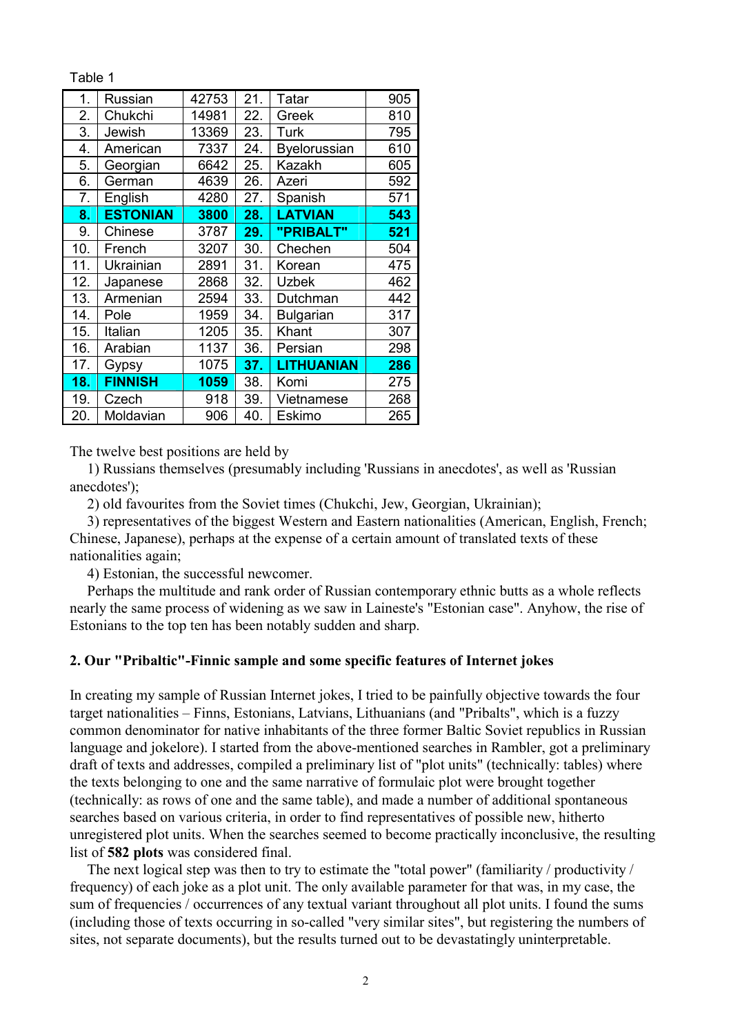Table 1

| | | | | | |
|---|---|---|---|---|---|
| 1. | Russian | 42753 | 21. | Tatar | 905 |
| 2. | Chukchi | 14981 | 22. | Greek | 810 |
| 3. | Jewish | 13369 | 23. | Turk | 795 |
| 4. | American | 7337 | 24. | Byelorussian | 610 |
| 5. | Georgian | 6642 | 25. | Kazakh | 605 |
| 6. | German | 4639 | 26. | Azeri | 592 |
| 7. | English | 4280 | 27. | Spanish | 571 |
| **8.** | **ESTONIAN** | **3800** | **28.** | **LATVIAN** | **543** |
| 9. | Chinese | 3787 | **29.** | **"PRIBALT"** | **521** |
| 10. | French | 3207 | 30. | Chechen | 504 |
| 11. | Ukrainian | 2891 | 31. | Korean | 475 |
| 12. | Japanese | 2868 | 32. | Uzbek | 462 |
| 13. | Armenian | 2594 | 33. | Dutchman | 442 |
| 14. | Pole | 1959 | 34. | Bulgarian | 317 |
| 15. | Italian | 1205 | 35. | Khant | 307 |
| 16. | Arabian | 1137 | 36. | Persian | 298 |
| 17. | Gypsy | 1075 | **37.** | **LITHUANIAN** | **286** |
| **18.** | **FINNISH** | **1059** | 38. | Komi | 275 |
| 19. | Czech | 918 | 39. | Vietnamese | 268 |
| 20. | Moldavian | 906 | 40. | Eskimo | 265 |

The twelve best positions are held by

1) Russians themselves (presumably including 'Russians in anecdotes', as well as 'Russian anecdotes');

2) old favourites from the Soviet times (Chukchi, Jew, Georgian, Ukrainian);

3) representatives of the biggest Western and Eastern nationalities (American, English, French; Chinese, Japanese), perhaps at the expense of a certain amount of translated texts of these nationalities again;

4) Estonian, the successful newcomer.

Perhaps the multitude and rank order of Russian contemporary ethnic butts as a whole reflects nearly the same process of widening as we saw in Laineste's "Estonian case". Anyhow, the rise of Estonians to the top ten has been notably sudden and sharp.

## 2. Our "Pribaltic"-Finnic sample and some specific features of Internet jokes

In creating my sample of Russian Internet jokes, I tried to be painfully objective towards the four target nationalities – Finns, Estonians, Latvians, Lithuanians (and "Pribalts", which is a fuzzy common denominator for native inhabitants of the three former Baltic Soviet republics in Russian language and jokelore). I started from the above-mentioned searches in Rambler, got a preliminary draft of texts and addresses, compiled a preliminary list of "plot units" (technically: tables) where the texts belonging to one and the same narrative of formulaic plot were brought together (technically: as rows of one and the same table), and made a number of additional spontaneous searches based on various criteria, in order to find representatives of possible new, hitherto unregistered plot units. When the searches seemed to become practically inconclusive, the resulting list of **582 plots** was considered final.

The next logical step was then to try to estimate the "total power" (familiarity / productivity / frequency) of each joke as a plot unit. The only available parameter for that was, in my case, the sum of frequencies / occurrences of any textual variant throughout all plot units. I found the sums (including those of texts occurring in so-called "very similar sites", but registering the numbers of sites, not separate documents), but the results turned out to be devastatingly uninterpretable.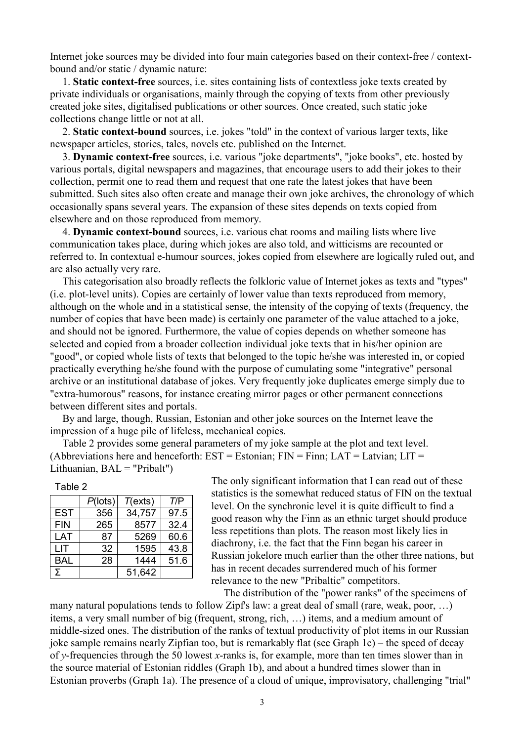Internet joke sources may be divided into four main categories based on their context-free / context-bound and/or static / dynamic nature:

1. **Static context-free** sources, i.e. sites containing lists of contextless joke texts created by private individuals or organisations, mainly through the copying of texts from other previously created joke sites, digitalised publications or other sources. Once created, such static joke collections change little or not at all.

2. **Static context-bound** sources, i.e. jokes "told" in the context of various larger texts, like newspaper articles, stories, tales, novels etc. published on the Internet.

3. **Dynamic context-free** sources, i.e. various "joke departments", "joke books", etc. hosted by various portals, digital newspapers and magazines, that encourage users to add their jokes to their collection, permit one to read them and request that one rate the latest jokes that have been submitted. Such sites also often create and manage their own joke archives, the chronology of which occasionally spans several years. The expansion of these sites depends on texts copied from elsewhere and on those reproduced from memory.

4. **Dynamic context-bound** sources, i.e. various chat rooms and mailing lists where live communication takes place, during which jokes are also told, and witticisms are recounted or referred to. In contextual e-humour sources, jokes copied from elsewhere are logically ruled out, and are also actually very rare.

This categorisation also broadly reflects the folkloric value of Internet jokes as texts and "types" (i.e. plot-level units). Copies are certainly of lower value than texts reproduced from memory, although on the whole and in a statistical sense, the intensity of the copying of texts (frequency, the number of copies that have been made) is certainly one parameter of the value attached to a joke, and should not be ignored. Furthermore, the value of copies depends on whether someone has selected and copied from a broader collection individual joke texts that in his/her opinion are "good", or copied whole lists of texts that belonged to the topic he/she was interested in, or copied practically everything he/she found with the purpose of cumulating some "integrative" personal archive or an institutional database of jokes. Very frequently joke duplicates emerge simply due to "extra-humorous" reasons, for instance creating mirror pages or other permanent connections between different sites and portals.

By and large, though, Russian, Estonian and other joke sources on the Internet leave the impression of a huge pile of lifeless, mechanical copies.

Table 2 provides some general parameters of my joke sample at the plot and text level. (Abbreviations here and henceforth: EST = Estonian; FIN = Finn; LAT = Latvian; LIT = Lithuanian, BAL = "Pribalt")

Table 2

| | *P*(lots) | *T*(exts) | *T*/P |
|---|---|---|---|
| EST | 356 | 34,757 | 97.5 |
| FIN | 265 | 8577 | 32.4 |
| LAT | 87 | 5269 | 60.6 |
| LIT | 32 | 1595 | 43.8 |
| BAL | 28 | 1444 | 51.6 |
| Σ | | 51,642 | |

The only significant information that I can read out of these statistics is the somewhat reduced status of FIN on the textual level. On the synchronic level it is quite difficult to find a good reason why the Finn as an ethnic target should produce less repetitions than plots. The reason most likely lies in diachrony, i.e. the fact that the Finn began his career in Russian jokelore much earlier than the other three nations, but has in recent decades surrendered much of his former relevance to the new "Pribaltic" competitors.

The distribution of the "power ranks" of the specimens of many natural populations tends to follow Zipf's law: a great deal of small (rare, weak, poor, …) items, a very small number of big (frequent, strong, rich, …) items, and a medium amount of middle-sized ones. The distribution of the ranks of textual productivity of plot items in our Russian joke sample remains nearly Zipfian too, but is remarkably flat (see Graph 1c) – the speed of decay of *y*-frequencies through the 50 lowest *x*-ranks is, for example, more than ten times slower than in the source material of Estonian riddles (Graph 1b), and about a hundred times slower than in Estonian proverbs (Graph 1a). The presence of a cloud of unique, improvisatory, challenging "trial"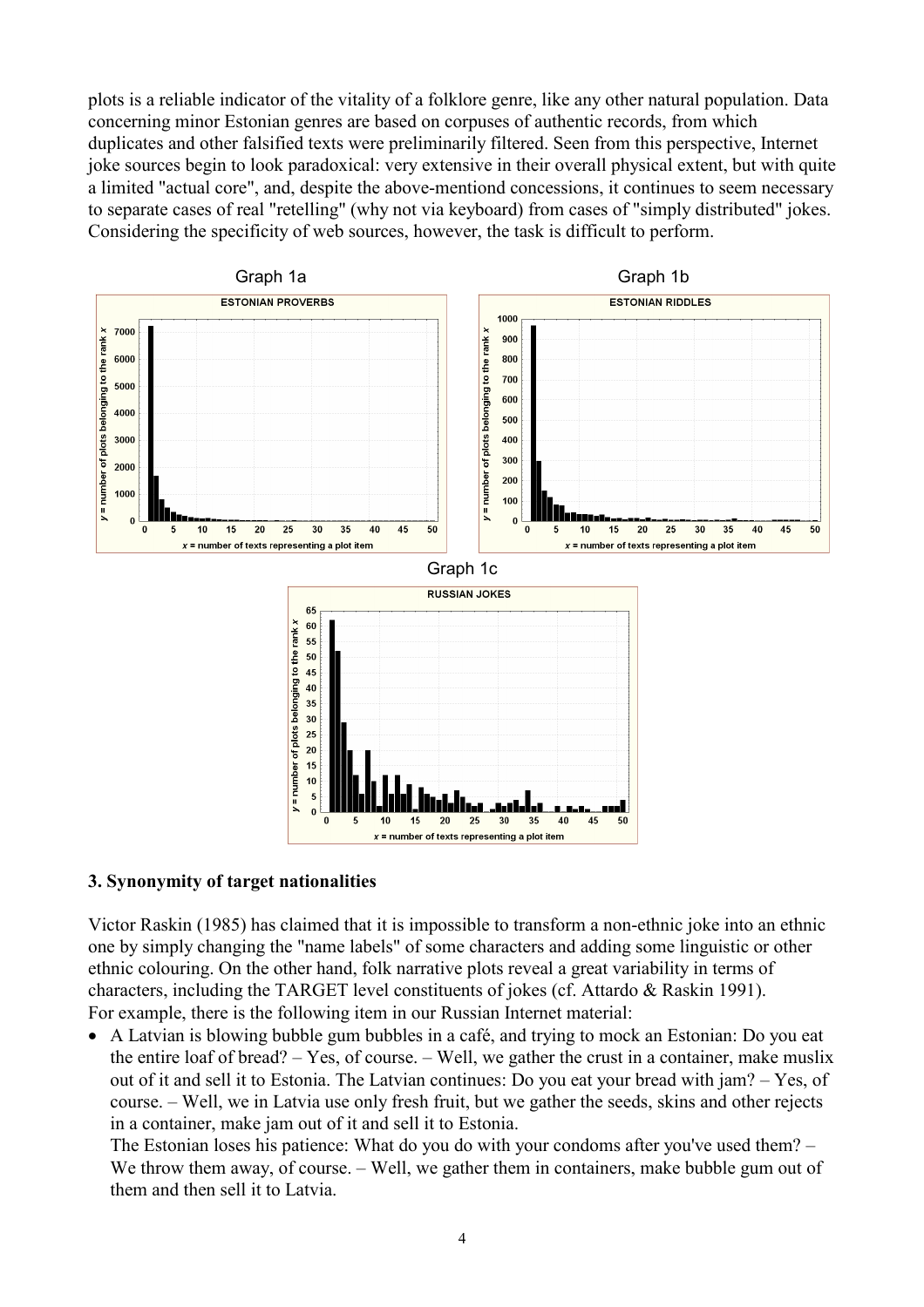plots is a reliable indicator of the vitality of a folklore genre, like any other natural population. Data concerning minor Estonian genres are based on corpuses of authentic records, from which duplicates and other falsified texts were preliminarily filtered. Seen from this perspective, Internet joke sources begin to look paradoxical: very extensive in their overall physical extent, but with quite a limited "actual core", and, despite the above-mentiond concessions, it continues to seem necessary to separate cases of real "retelling" (why not via keyboard) from cases of "simply distributed" jokes. Considering the specificity of web sources, however, the task is difficult to perform.

Graph 1a

Graph 1b

Graph 1c

### 3. Synonymity of target nationalities

Victor Raskin (1985) has claimed that it is impossible to transform a non-ethnic joke into an ethnic one by simply changing the "name labels" of some characters and adding some linguistic or other ethnic colouring. On the other hand, folk narrative plots reveal a great variability in terms of characters, including the TARGET level constituents of jokes (cf. Attardo & Raskin 1991). For example, there is the following item in our Russian Internet material:

- A Latvian is blowing bubble gum bubbles in a café, and trying to mock an Estonian: Do you eat the entire loaf of bread? – Yes, of course. – Well, we gather the crust in a container, make muslix out of it and sell it to Estonia. The Latvian continues: Do you eat your bread with jam? – Yes, of course. – Well, we in Latvia use only fresh fruit, but we gather the seeds, skins and other rejects in a container, make jam out of it and sell it to Estonia.
  The Estonian loses his patience: What do you do with your condoms after you've used them? – We throw them away, of course. – Well, we gather them in containers, make bubble gum out of them and then sell it to Latvia.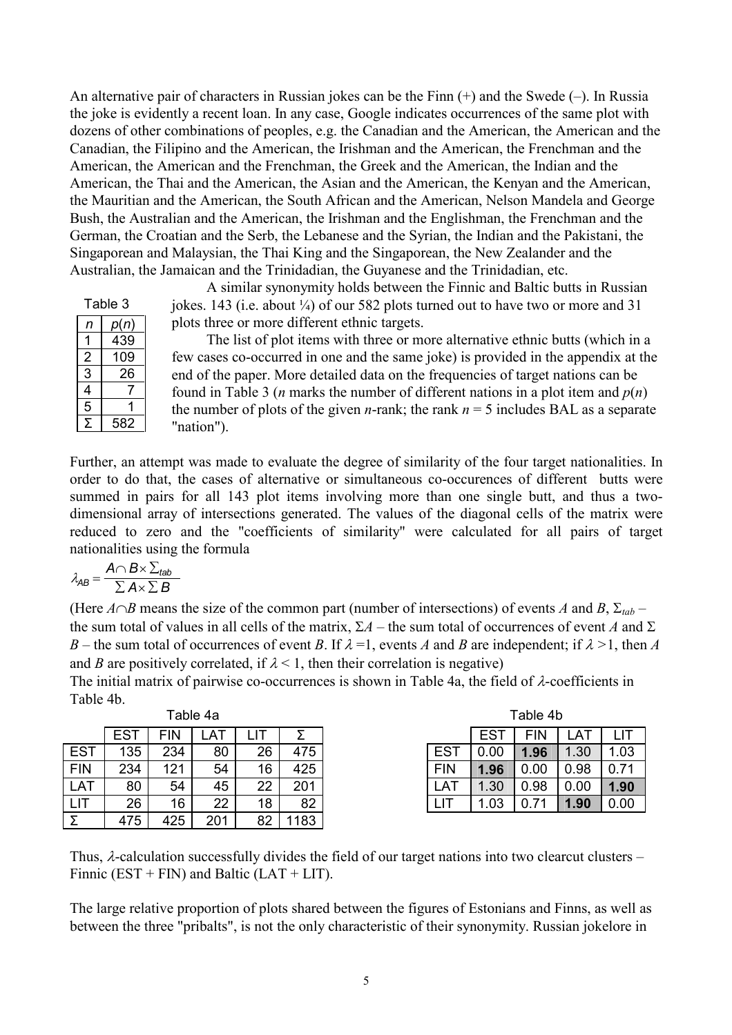An alternative pair of characters in Russian jokes can be the Finn (+) and the Swede (–). In Russia the joke is evidently a recent loan. In any case, Google indicates occurrences of the same plot with dozens of other combinations of peoples, e.g. the Canadian and the American, the American and the Canadian, the Filipino and the American, the Irishman and the American, the Frenchman and the American, the American and the Frenchman, the Greek and the American, the Indian and the American, the Thai and the American, the Asian and the American, the Kenyan and the American, the Mauritian and the American, the South African and the American, Nelson Mandela and George Bush, the Australian and the American, the Irishman and the Englishman, the Frenchman and the German, the Croatian and the Serb, the Lebanese and the Syrian, the Indian and the Pakistani, the Singaporean and Malaysian, the Thai King and the Singaporean, the New Zealander and the Australian, the Jamaican and the Trinidadian, the Guyanese and the Trinidadian, etc.

A similar synonymity holds between the Finnic and Baltic butts in Russian jokes. 143 (i.e. about ¼) of our 582 plots turned out to have two or more and 31 plots three or more different ethnic targets.

The list of plot items with three or more alternative ethnic butts (which in a few cases co-occurred in one and the same joke) is provided in the appendix at the end of the paper. More detailed data on the frequencies of target nations can be found in Table 3 (*n* marks the number of different nations in a plot item and *p*(*n*) the number of plots of the given *n*-rank; the rank *n* = 5 includes BAL as a separate "nation").

Table 3

| *n* | *p*(*n*) |
|---|---|
| 1 | 439 |
| 2 | 109 |
| 3 | 26 |
| 4 | 7 |
| 5 | 1 |
| Σ | 582 |

Further, an attempt was made to evaluate the degree of similarity of the four target nationalities. In order to do that, the cases of alternative or simultaneous co-occurences of different butts were summed in pairs for all 143 plot items involving more than one single butt, and thus a two-dimensional array of intersections generated. The values of the diagonal cells of the matrix were reduced to zero and the "coefficients of similarity" were calculated for all pairs of target nationalities using the formula

$$\lambda_{AB} = \frac{A \cap B \times \Sigma_{tab}}{\Sigma A \times \Sigma B}$$

(Here $A \cap B$ means the size of the common part (number of intersections) of events *A* and *B*, $\Sigma_{tab}$ – the sum total of values in all cells of the matrix, $\Sigma A$ – the sum total of occurrences of event *A* and $\Sigma B$ – the sum total of occurrences of event *B*. If $\lambda = 1$, events *A* and *B* are independent; if $\lambda > 1$, then *A* and *B* are positively correlated, if $\lambda < 1$, then their correlation is negative)

The initial matrix of pairwise co-occurrences is shown in Table 4a, the field of $\lambda$-coefficients in Table 4b.

Table 4a

| | EST | FIN | LAT | LIT | Σ |
|---|---|---|---|---|---|
| EST | 135 | 234 | 80 | 26 | 475 |
| FIN | 234 | 121 | 54 | 16 | 425 |
| LAT | 80 | 54 | 45 | 22 | 201 |
| LIT | 26 | 16 | 22 | 18 | 82 |
| Σ | 475 | 425 | 201 | 82 | 1183 |

Table 4b

| | EST | FIN | LAT | LIT |
|---|---|---|---|---|
| EST | 0.00 | **1.96** | 1.30 | 1.03 |
| FIN | **1.96** | 0.00 | 0.98 | 0.71 |
| LAT | 1.30 | 0.98 | 0.00 | **1.90** |
| LIT | 1.03 | 0.71 | **1.90** | 0.00 |

Thus, $\lambda$-calculation successfully divides the field of our target nations into two clearcut clusters – Finnic (EST + FIN) and Baltic (LAT + LIT).

The large relative proportion of plots shared between the figures of Estonians and Finns, as well as between the three "pribalts", is not the only characteristic of their synonymity. Russian jokelore in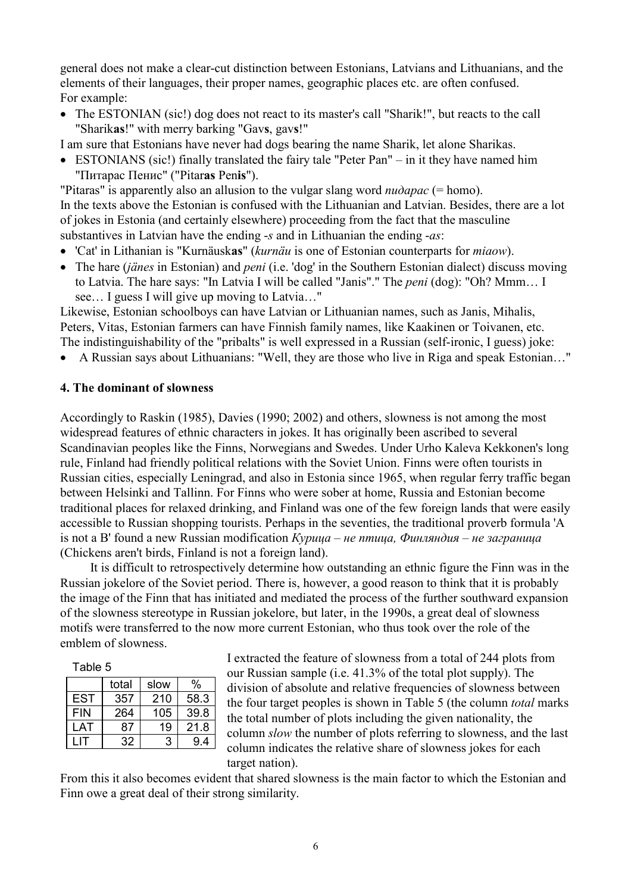general does not make a clear-cut distinction between Estonians, Latvians and Lithuanians, and the elements of their languages, their proper names, geographic places etc. are often confused. For example:

- The ESTONIAN (sic!) dog does not react to its master's call "Sharik!", but reacts to the call "Sharik**as**!" with merry barking "Gav**s**, gav**s**!"

I am sure that Estonians have never had dogs bearing the name Sharik, let alone Sharikas.

- ESTONIANS (sic!) finally translated the fairy tale "Peter Pan" – in it they have named him "Питарас Пенис" ("Pitar**as** Pen**is**").

"Pitaras" is apparently also an allusion to the vulgar slang word *пидарас* (= homo).
In the texts above the Estonian is confused with the Lithuanian and Latvian. Besides, there are a lot of jokes in Estonia (and certainly elsewhere) proceeding from the fact that the masculine substantives in Latvian have the ending *-s* and in Lithuanian the ending *-as*:

- 'Cat' in Lithanian is "Kurnäusk**as**" (*kurnäu* is one of Estonian counterparts for *miaow*).
- The hare (*jänes* in Estonian) and *peni* (i.e. 'dog' in the Southern Estonian dialect) discuss moving to Latvia. The hare says: "In Latvia I will be called "Janis"." The *peni* (dog): "Oh? Mmm… I see… I guess I will give up moving to Latvia…"

Likewise, Estonian schoolboys can have Latvian or Lithuanian names, such as Janis, Mihalis, Peters, Vitas, Estonian farmers can have Finnish family names, like Kaakinen or Toivanen, etc.
The indistinguishability of the "pribalts" is well expressed in a Russian (self-ironic, I guess) joke:

- A Russian says about Lithuanians: "Well, they are those who live in Riga and speak Estonian…"

## 4. The dominant of slowness

Accordingly to Raskin (1985), Davies (1990; 2002) and others, slowness is not among the most widespread features of ethnic characters in jokes. It has originally been ascribed to several Scandinavian peoples like the Finns, Norwegians and Swedes. Under Urho Kaleva Kekkonen's long rule, Finland had friendly political relations with the Soviet Union. Finns were often tourists in Russian cities, especially Leningrad, and also in Estonia since 1965, when regular ferry traffic began between Helsinki and Tallinn. For Finns who were sober at home, Russia and Estonian become traditional places for relaxed drinking, and Finland was one of the few foreign lands that were easily accessible to Russian shopping tourists. Perhaps in the seventies, the traditional proverb formula 'A is not a B' found a new Russian modification *Курица – не птица, Финляндия – не заграница* (Chickens aren't birds, Finland is not a foreign land).

It is difficult to retrospectively determine how outstanding an ethnic figure the Finn was in the Russian jokelore of the Soviet period. There is, however, a good reason to think that it is probably the image of the Finn that has initiated and mediated the process of the further southward expansion of the slowness stereotype in Russian jokelore, but later, in the 1990s, a great deal of slowness motifs were transferred to the now more current Estonian, who thus took over the role of the emblem of slowness.

Table 5

| | total | slow | % |
|---|---|---|---|
| EST | 357 | 210 | 58.3 |
| FIN | 264 | 105 | 39.8 |
| LAT | 87 | 19 | 21.8 |
| LIT | 32 | 3 | 9.4 |

I extracted the feature of slowness from a total of 244 plots from our Russian sample (i.e. 41.3% of the total plot supply). The division of absolute and relative frequencies of slowness between the four target peoples is shown in Table 5 (the column *total* marks the total number of plots including the given nationality, the column *slow* the number of plots referring to slowness, and the last column indicates the relative share of slowness jokes for each target nation).

From this it also becomes evident that shared slowness is the main factor to which the Estonian and Finn owe a great deal of their strong similarity.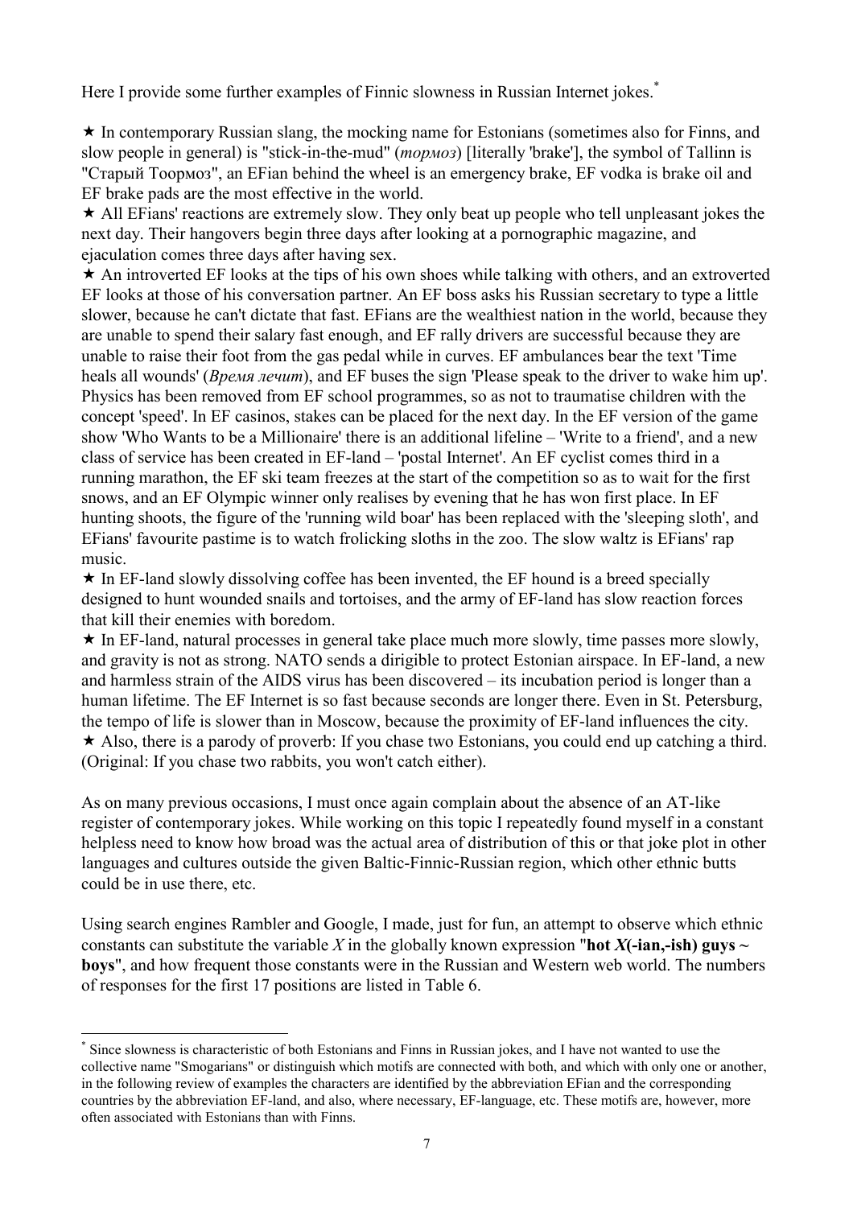Here I provide some further examples of Finnic slowness in Russian Internet jokes.[*]

★ In contemporary Russian slang, the mocking name for Estonians (sometimes also for Finns, and slow people in general) is "stick-in-the-mud" (*тормоз*) [literally 'brake'], the symbol of Tallinn is "Старый Тоормоз", an EFian behind the wheel is an emergency brake, EF vodka is brake oil and EF brake pads are the most effective in the world.

★ All EFians' reactions are extremely slow. They only beat up people who tell unpleasant jokes the next day. Their hangovers begin three days after looking at a pornographic magazine, and ejaculation comes three days after having sex.

★ An introverted EF looks at the tips of his own shoes while talking with others, and an extroverted EF looks at those of his conversation partner. An EF boss asks his Russian secretary to type a little slower, because he can't dictate that fast. EFians are the wealthiest nation in the world, because they are unable to spend their salary fast enough, and EF rally drivers are successful because they are unable to raise their foot from the gas pedal while in curves. EF ambulances bear the text 'Time heals all wounds' (*Время лечит*), and EF buses the sign 'Please speak to the driver to wake him up'. Physics has been removed from EF school programmes, so as not to traumatise children with the concept 'speed'. In EF casinos, stakes can be placed for the next day. In the EF version of the game show 'Who Wants to be a Millionaire' there is an additional lifeline – 'Write to a friend', and a new class of service has been created in EF-land – 'postal Internet'. An EF cyclist comes third in a running marathon, the EF ski team freezes at the start of the competition so as to wait for the first snows, and an EF Olympic winner only realises by evening that he has won first place. In EF hunting shoots, the figure of the 'running wild boar' has been replaced with the 'sleeping sloth', and EFians' favourite pastime is to watch frolicking sloths in the zoo. The slow waltz is EFians' rap music.

★ In EF-land slowly dissolving coffee has been invented, the EF hound is a breed specially designed to hunt wounded snails and tortoises, and the army of EF-land has slow reaction forces that kill their enemies with boredom.

★ In EF-land, natural processes in general take place much more slowly, time passes more slowly, and gravity is not as strong. NATO sends a dirigible to protect Estonian airspace. In EF-land, a new and harmless strain of the AIDS virus has been discovered – its incubation period is longer than a human lifetime. The EF Internet is so fast because seconds are longer there. Even in St. Petersburg, the tempo of life is slower than in Moscow, because the proximity of EF-land influences the city.

★ Also, there is a parody of proverb: If you chase two Estonians, you could end up catching a third. (Original: If you chase two rabbits, you won't catch either).

As on many previous occasions, I must once again complain about the absence of an AT-like register of contemporary jokes. While working on this topic I repeatedly found myself in a constant helpless need to know how broad was the actual area of distribution of this or that joke plot in other languages and cultures outside the given Baltic-Finnic-Russian region, which other ethnic butts could be in use there, etc.

Using search engines Rambler and Google, I made, just for fun, an attempt to observe which ethnic constants can substitute the variable *X* in the globally known expression "**hot *X*(-ian,-ish) guys ~ boys**", and how frequent those constants were in the Russian and Western web world. The numbers of responses for the first 17 positions are listed in Table 6.

---

[*] Since slowness is characteristic of both Estonians and Finns in Russian jokes, and I have not wanted to use the collective name "Smogarians" or distinguish which motifs are connected with both, and which with only one or another, in the following review of examples the characters are identified by the abbreviation EFian and the corresponding countries by the abbreviation EF-land, and also, where necessary, EF-language, etc. These motifs are, however, more often associated with Estonians than with Finns.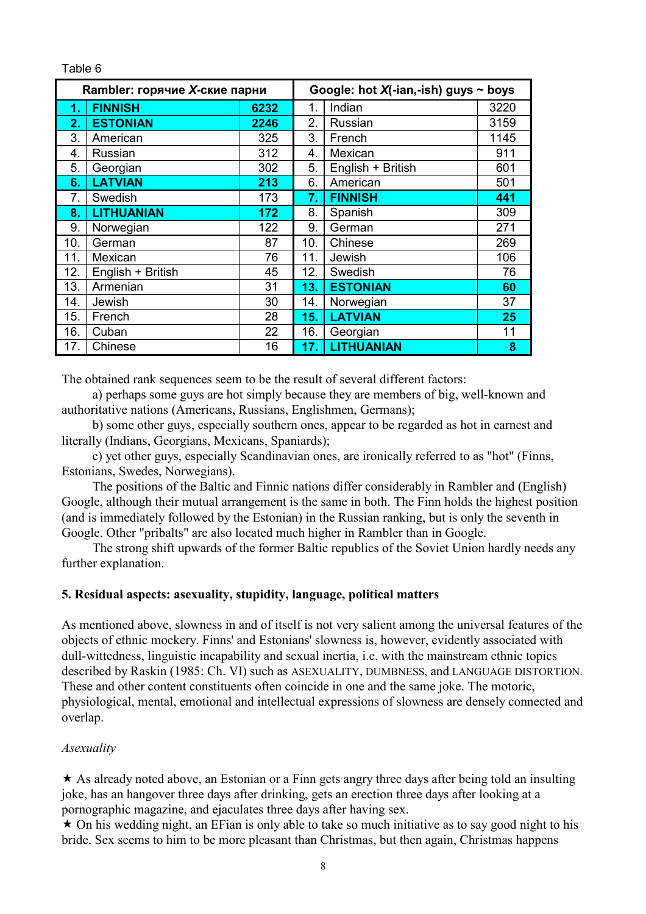Table 6

| Rambler: горячие *X*-ские парни | | | Google: hot *X*(-ian,-ish) guys ~ boys | | |
|---|---|---|---|---|---|
| **1.** | **FINNISH** | **6232** | 1. | Indian | 3220 |
| **2.** | **ESTONIAN** | **2246** | 2. | Russian | 3159 |
| 3. | American | 325 | 3. | French | 1145 |
| 4. | Russian | 312 | 4. | Mexican | 911 |
| 5. | Georgian | 302 | 5. | English + British | 601 |
| **6.** | **LATVIAN** | **213** | 6. | American | 501 |
| 7. | Swedish | 173 | **7.** | **FINNISH** | **441** |
| **8.** | **LITHUANIAN** | **172** | 8. | Spanish | 309 |
| 9. | Norwegian | 122 | 9. | German | 271 |
| 10. | German | 87 | 10. | Chinese | 269 |
| 11. | Mexican | 76 | 11. | Jewish | 106 |
| 12. | English + British | 45 | 12. | Swedish | 76 |
| 13. | Armenian | 31 | **13.** | **ESTONIAN** | **60** |
| 14. | Jewish | 30 | 14. | Norwegian | 37 |
| 15. | French | 28 | **15.** | **LATVIAN** | **25** |
| 16. | Cuban | 22 | 16. | Georgian | 11 |
| 17. | Chinese | 16 | **17.** | **LITHUANIAN** | **8** |

The obtained rank sequences seem to be the result of several different factors:

a) perhaps some guys are hot simply because they are members of big, well-known and authoritative nations (Americans, Russians, Englishmen, Germans);

b) some other guys, especially southern ones, appear to be regarded as hot in earnest and literally (Indians, Georgians, Mexicans, Spaniards);

c) yet other guys, especially Scandinavian ones, are ironically referred to as "hot" (Finns, Estonians, Swedes, Norwegians).

The positions of the Baltic and Finnic nations differ considerably in Rambler and (English) Google, although their mutual arrangement is the same in both. The Finn holds the highest position (and is immediately followed by the Estonian) in the Russian ranking, but is only the seventh in Google. Other "pribalts" are also located much higher in Rambler than in Google.

The strong shift upwards of the former Baltic republics of the Soviet Union hardly needs any further explanation.

### 5. Residual aspects: asexuality, stupidity, language, political matters

As mentioned above, slowness in and of itself is not very salient among the universal features of the objects of ethnic mockery. Finns' and Estonians' slowness is, however, evidently associated with dull-wittedness, linguistic incapability and sexual inertia, i.e. with the mainstream ethnic topics described by Raskin (1985: Ch. VI) such as ASEXUALITY, DUMBNESS, and LANGUAGE DISTORTION. These and other content constituents often coincide in one and the same joke. The motoric, physiological, mental, emotional and intellectual expressions of slowness are densely connected and overlap.

*Asexuality*

★ As already noted above, an Estonian or a Finn gets angry three days after being told an insulting joke, has an hangover three days after drinking, gets an erection three days after looking at a pornographic magazine, and ejaculates three days after having sex.

★ On his wedding night, an EFian is only able to take so much initiative as to say good night to his bride. Sex seems to him to be more pleasant than Christmas, but then again, Christmas happens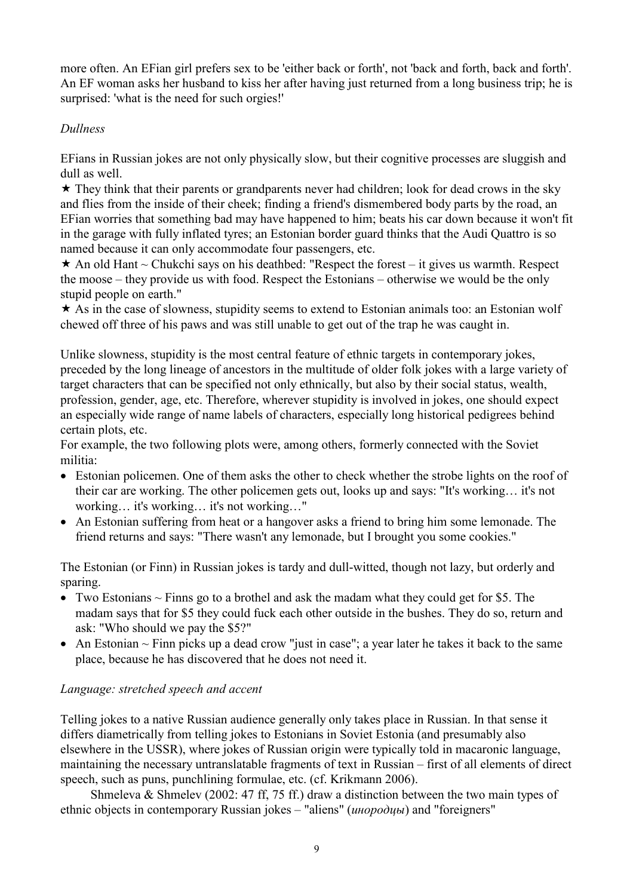more often. An EFian girl prefers sex to be 'either back or forth', not 'back and forth, back and forth'. An EF woman asks her husband to kiss her after having just returned from a long business trip; he is surprised: 'what is the need for such orgies!'

*Dullness*

EFians in Russian jokes are not only physically slow, but their cognitive processes are sluggish and dull as well.

★ They think that their parents or grandparents never had children; look for dead crows in the sky and flies from the inside of their cheek; finding a friend's dismembered body parts by the road, an EFian worries that something bad may have happened to him; beats his car down because it won't fit in the garage with fully inflated tyres; an Estonian border guard thinks that the Audi Quattro is so named because it can only accommodate four passengers, etc.

★ An old Hant ~ Chukchi says on his deathbed: "Respect the forest – it gives us warmth. Respect the moose – they provide us with food. Respect the Estonians – otherwise we would be the only stupid people on earth."

★ As in the case of slowness, stupidity seems to extend to Estonian animals too: an Estonian wolf chewed off three of his paws and was still unable to get out of the trap he was caught in.

Unlike slowness, stupidity is the most central feature of ethnic targets in contemporary jokes, preceded by the long lineage of ancestors in the multitude of older folk jokes with a large variety of target characters that can be specified not only ethnically, but also by their social status, wealth, profession, gender, age, etc. Therefore, wherever stupidity is involved in jokes, one should expect an especially wide range of name labels of characters, especially long historical pedigrees behind certain plots, etc.

For example, the two following plots were, among others, formerly connected with the Soviet militia:

- Estonian policemen. One of them asks the other to check whether the strobe lights on the roof of their car are working. The other policemen gets out, looks up and says: "It's working… it's not working… it's working… it's not working…"
- An Estonian suffering from heat or a hangover asks a friend to bring him some lemonade. The friend returns and says: "There wasn't any lemonade, but I brought you some cookies."

The Estonian (or Finn) in Russian jokes is tardy and dull-witted, though not lazy, but orderly and sparing.

- Two Estonians ~ Finns go to a brothel and ask the madam what they could get for $5. The madam says that for $5 they could fuck each other outside in the bushes. They do so, return and ask: "Who should we pay the $5?"
- An Estonian ~ Finn picks up a dead crow "just in case"; a year later he takes it back to the same place, because he has discovered that he does not need it.

*Language: stretched speech and accent*

Telling jokes to a native Russian audience generally only takes place in Russian. In that sense it differs diametrically from telling jokes to Estonians in Soviet Estonia (and presumably also elsewhere in the USSR), where jokes of Russian origin were typically told in macaronic language, maintaining the necessary untranslatable fragments of text in Russian – first of all elements of direct speech, such as puns, punchlining formulae, etc. (cf. Krikmann 2006).

Shmeleva & Shmelev (2002: 47 ff, 75 ff.) draw a distinction between the two main types of ethnic objects in contemporary Russian jokes – "aliens" (*инородцы*) and "foreigners"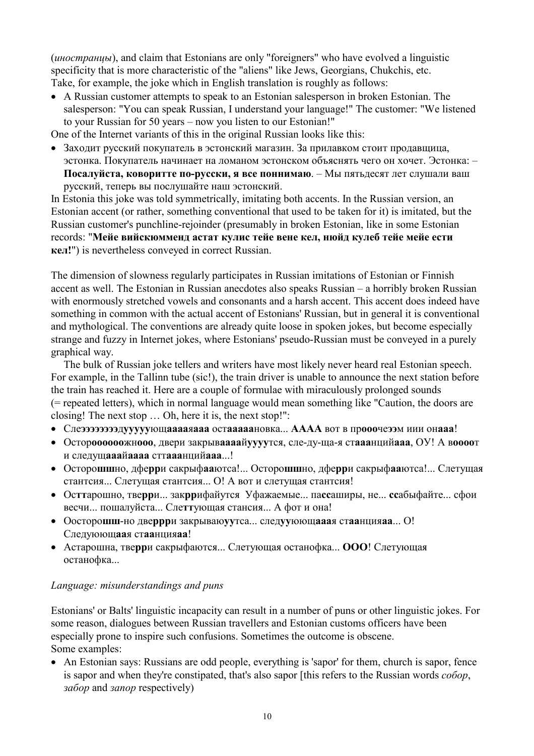(*иностранцы*), and claim that Estonians are only "foreigners" who have evolved a linguistic specificity that is more characteristic of the "aliens" like Jews, Georgians, Chukchis, etc.
Take, for example, the joke which in English translation is roughly as follows:

- A Russian customer attempts to speak to an Estonian salesperson in broken Estonian. The salesperson: "You can speak Russian, I understand your language!" The customer: "We listened to your Russian for 50 years – now you listen to our Estonian!"

One of the Internet variants of this in the original Russian looks like this:

- Заходит русский покупатель в эстонский магазин. За прилавком стоит продавщица, эстонка. Покупатель начинает на ломаном эстонском объяснять чего он хочет. Эстонка: – **Посалуйста, коворитте по-русски, я все поннимаю**. – Мы пятьдесят лет слушали ваш русский, теперь вы послушайте наш эстонский.

In Estonia this joke was told symmetrically, imitating both accents. In the Russian version, an Estonian accent (or rather, something conventional that used to be taken for it) is imitated, but the Russian customer's punchline-rejoinder (presumably in broken Estonian, like in some Estonian records: "**Мейе вийскюммend астат кулис тейе вене кел, нюйд кулеб тейе мейе ести кел!**") is nevertheless conveyed in correct Russian.

The dimension of slowness regularly participates in Russian imitations of Estonian or Finnish accent as well. The Estonian in Russian anecdotes also speaks Russian – a horribly broken Russian with enormously stretched vowels and consonants and a harsh accent. This accent does indeed have something in common with the actual accent of Estonians' Russian, but in general it is conventional and mythological. The conventions are already quite loose in spoken jokes, but become especially strange and fuzzy in Internet jokes, where Estonians' pseudo-Russian must be conveyed in a purely graphical way.

The bulk of Russian joke tellers and writers have most likely never heard real Estonian speech. For example, in the Tallinn tube (sic!), the train driver is unable to announce the next station before the train has reached it. Here are a couple of formulae with miraculously prolonged sounds (= repeated letters), which in normal language would mean something like "Caution, the doors are closing! The next stop … Oh, here it is, the next stop!":

- Сле**эээээээ**д**ууууу**ющ**аааа**я**ааа** ост**ааааа**новка... **АААА** вот в пр**ооо**чеээм иии он**ааа**!
- Остор**оооооо**жн**ооо**, двери закрыв**аааа**й**уууу**тся, сле-ду-ща-я ст**ааа**нций**ааа**, ОУ! А в**оооо**т и следущ**ааа**й**аааа** стт**ааа**нций**ааа**...!
- Осторо**шш**но, дфе**рр**и сакрыф**аа**ютса!... Осторо**шш**но, дфе**рр**и сакрыф**аа**ютса!... Слетущая стантсия... Слетущая стантсия... О! А вот и слетущая стантсия!
- Ос**тт**арошно, тве**рр**и... зак**рр**ифайутся  Уфажаемые... па**сс**аширы, не... **сс**абыфайте... сфои весчи... пошалуйста... Сле**тт**ующая стансия... А фот и она!
- Оосторо**шш**-но две**ррр**и закрываю**уу**тса... след**уу**ющ**ааа**я ст**аа**нция**аа**... О! Следуюющ**аа**я ст**аа**нция**аа**!
- Астарошна, тве**рр**и сакрыфаются... Слетующая останофка... **ООО**! Слетующая останофка...

*Language: misunderstandings and puns*

Estonians' or Balts' linguistic incapacity can result in a number of puns or other linguistic jokes. For some reason, dialogues between Russian travellers and Estonian customs officers have been especially prone to inspire such confusions. Sometimes the outcome is obscene.
Some examples:

- An Estonian says: Russians are odd people, everything is 'sapor' for them, church is sapor, fence is sapor and when they're constipated, that's also sapor [this refers to the Russian words *собор*, *забор* and *запор* respectively)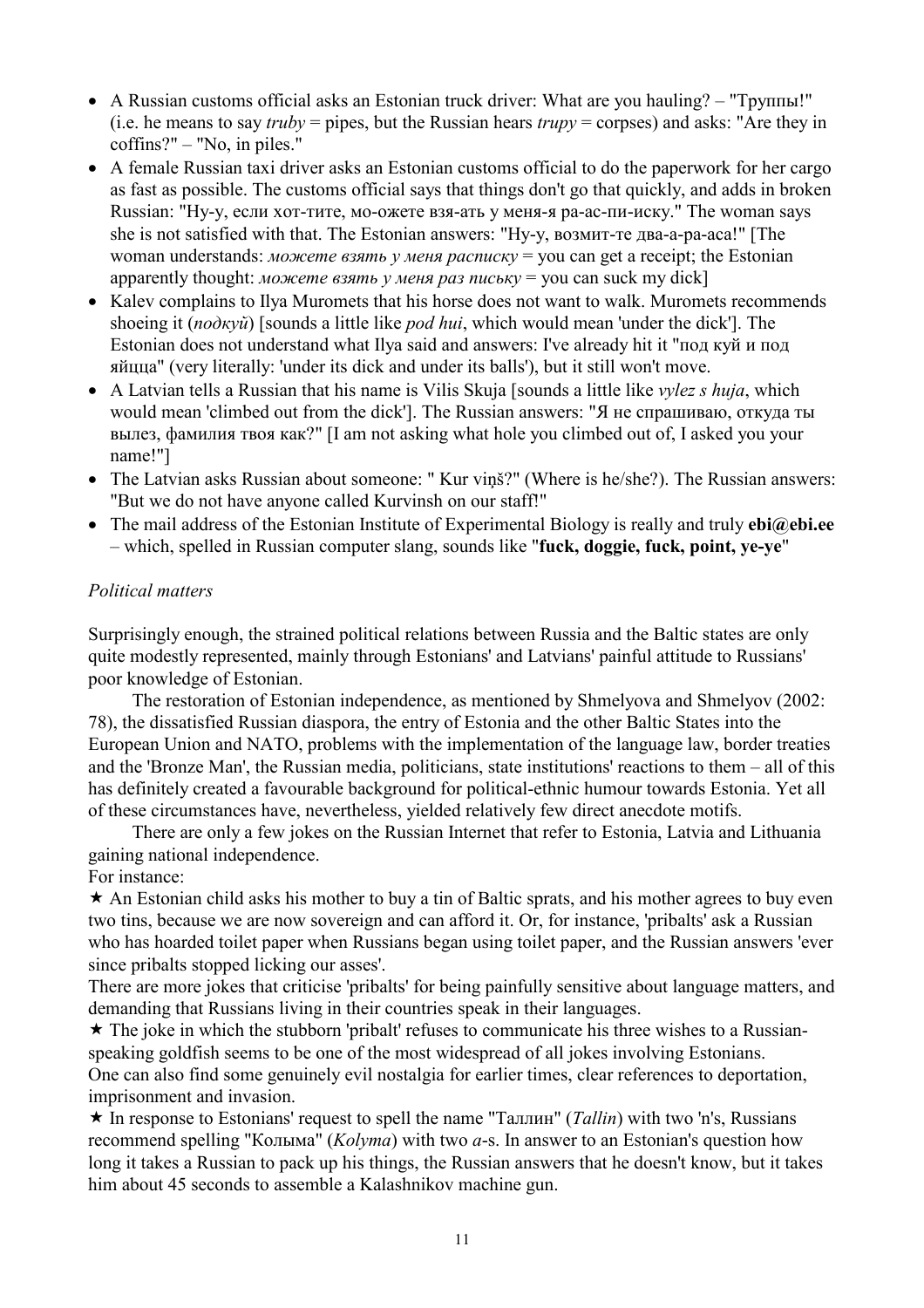- A Russian customs official asks an Estonian truck driver: What are you hauling? – "Труппы!" (i.e. he means to say *truby* = pipes, but the Russian hears *trupy* = corpses) and asks: "Are they in coffins?" – "No, in piles."
- A female Russian taxi driver asks an Estonian customs official to do the paperwork for her cargo as fast as possible. The customs official says that things don't go that quickly, and adds in broken Russian: "Ну-у, если хот-тите, мо-ожете взя-ать у меня-я ра-ас-пи-иску." The woman says she is not satisfied with that. The Estonian answers: "Ну-у, возмит-те два-а-ра-аса!" [The woman understands: *можете взять у меня расписку* = you can get a receipt; the Estonian apparently thought: *можете взять у меня раз письку* = you can suck my dick]
- Kalev complains to Ilya Muromets that his horse does not want to walk. Muromets recommends shoeing it (*подкуй*) [sounds a little like *pod hui*, which would mean 'under the dick']. The Estonian does not understand what Ilya said and answers: I've already hit it "под куй и под яйцца" (very literally: 'under its dick and under its balls'), but it still won't move.
- A Latvian tells a Russian that his name is Vilis Skuja [sounds a little like *vylez s huja*, which would mean 'climbed out from the dick']. The Russian answers: "Я не спрашиваю, откуда ты вылез, фамилия твоя как?" [I am not asking what hole you climbed out of, I asked you your name!"]
- The Latvian asks Russian about someone: " Kur viņš?" (Where is he/she?). The Russian answers: "But we do not have anyone called Kurvinsh on our staff!"
- The mail address of the Estonian Institute of Experimental Biology is really and truly **ebi@ebi.ee** – which, spelled in Russian computer slang, sounds like "**fuck, doggie, fuck, point, ye-ye**"

*Political matters*

Surprisingly enough, the strained political relations between Russia and the Baltic states are only quite modestly represented, mainly through Estonians' and Latvians' painful attitude to Russians' poor knowledge of Estonian.

The restoration of Estonian independence, as mentioned by Shmelyova and Shmelyov (2002: 78), the dissatisfied Russian diaspora, the entry of Estonia and the other Baltic States into the European Union and NATO, problems with the implementation of the language law, border treaties and the 'Bronze Man', the Russian media, politicians, state institutions' reactions to them – all of this has definitely created a favourable background for political-ethnic humour towards Estonia. Yet all of these circumstances have, nevertheless, yielded relatively few direct anecdote motifs.

There are only a few jokes on the Russian Internet that refer to Estonia, Latvia and Lithuania gaining national independence.

For instance:

★ An Estonian child asks his mother to buy a tin of Baltic sprats, and his mother agrees to buy even two tins, because we are now sovereign and can afford it. Or, for instance, 'pribalts' ask a Russian who has hoarded toilet paper when Russians began using toilet paper, and the Russian answers 'ever since pribalts stopped licking our asses'.

There are more jokes that criticise 'pribalts' for being painfully sensitive about language matters, and demanding that Russians living in their countries speak in their languages.

★ The joke in which the stubborn 'pribalt' refuses to communicate his three wishes to a Russian-speaking goldfish seems to be one of the most widespread of all jokes involving Estonians.

One can also find some genuinely evil nostalgia for earlier times, clear references to deportation, imprisonment and invasion.

★ In response to Estonians' request to spell the name "Таллин" (*Tallin*) with two 'n's, Russians recommend spelling "Колыма" (*Kolyma*) with two *a*-s. In answer to an Estonian's question how long it takes a Russian to pack up his things, the Russian answers that he doesn't know, but it takes him about 45 seconds to assemble a Kalashnikov machine gun.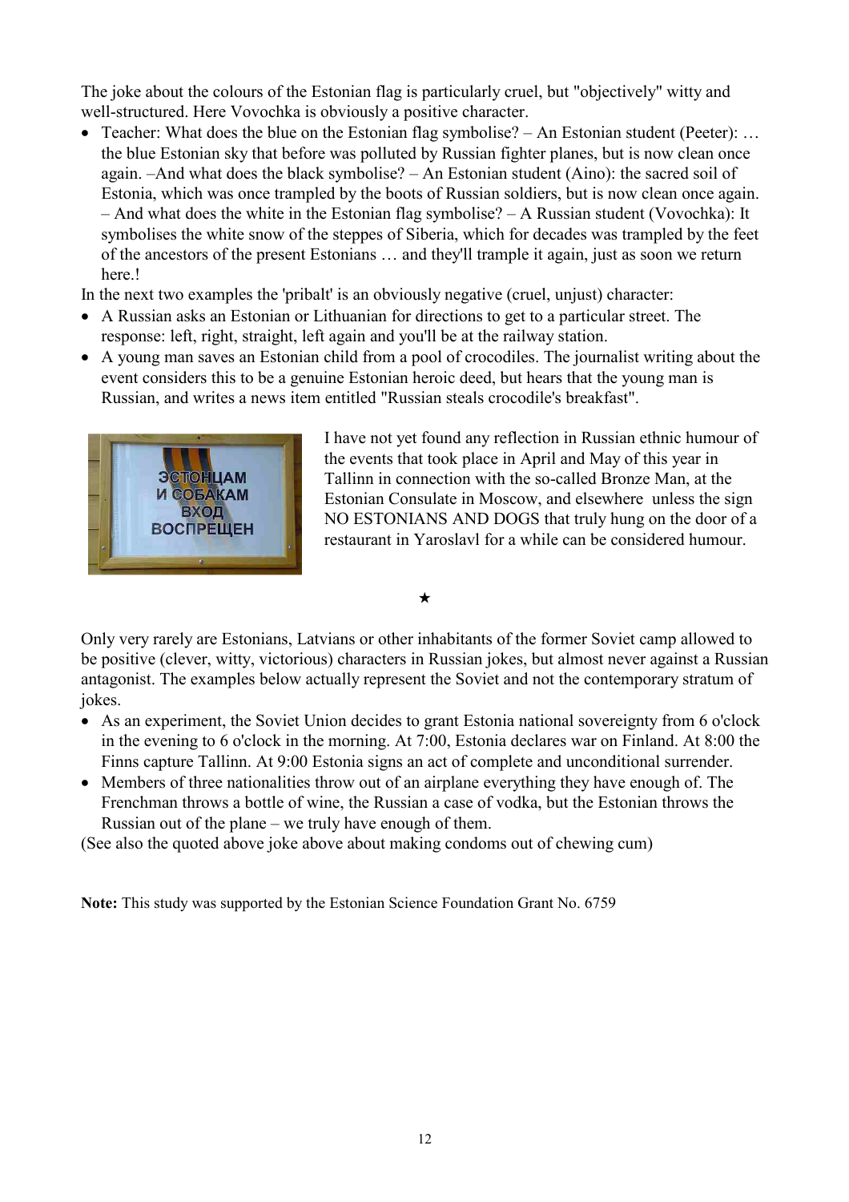The joke about the colours of the Estonian flag is particularly cruel, but "objectively" witty and well-structured. Here Vovochka is obviously a positive character.

- Teacher: What does the blue on the Estonian flag symbolise? – An Estonian student (Peeter): … the blue Estonian sky that before was polluted by Russian fighter planes, but is now clean once again. –And what does the black symbolise? – An Estonian student (Aino): the sacred soil of Estonia, which was once trampled by the boots of Russian soldiers, but is now clean once again. – And what does the white in the Estonian flag symbolise? – A Russian student (Vovochka): It symbolises the white snow of the steppes of Siberia, which for decades was trampled by the feet of the ancestors of the present Estonians … and they'll trample it again, just as soon we return here.!

In the next two examples the 'pribalt' is an obviously negative (cruel, unjust) character:

- A Russian asks an Estonian or Lithuanian for directions to get to a particular street. The response: left, right, straight, left again and you'll be at the railway station.
- A young man saves an Estonian child from a pool of crocodiles. The journalist writing about the event considers this to be a genuine Estonian heroic deed, but hears that the young man is Russian, and writes a news item entitled "Russian steals crocodile's breakfast".

I have not yet found any reflection in Russian ethnic humour of the events that took place in April and May of this year in Tallinn in connection with the so-called Bronze Man, at the Estonian Consulate in Moscow, and elsewhere unless the sign NO ESTONIANS AND DOGS that truly hung on the door of a restaurant in Yaroslavl for a while can be considered humour.

★

Only very rarely are Estonians, Latvians or other inhabitants of the former Soviet camp allowed to be positive (clever, witty, victorious) characters in Russian jokes, but almost never against a Russian antagonist. The examples below actually represent the Soviet and not the contemporary stratum of jokes.

- As an experiment, the Soviet Union decides to grant Estonia national sovereignty from 6 o'clock in the evening to 6 o'clock in the morning. At 7:00, Estonia declares war on Finland. At 8:00 the Finns capture Tallinn. At 9:00 Estonia signs an act of complete and unconditional surrender.
- Members of three nationalities throw out of an airplane everything they have enough of. The Frenchman throws a bottle of wine, the Russian a case of vodka, but the Estonian throws the Russian out of the plane – we truly have enough of them.

(See also the quoted above joke above about making condoms out of chewing cum)

**Note:** This study was supported by the Estonian Science Foundation Grant No. 6759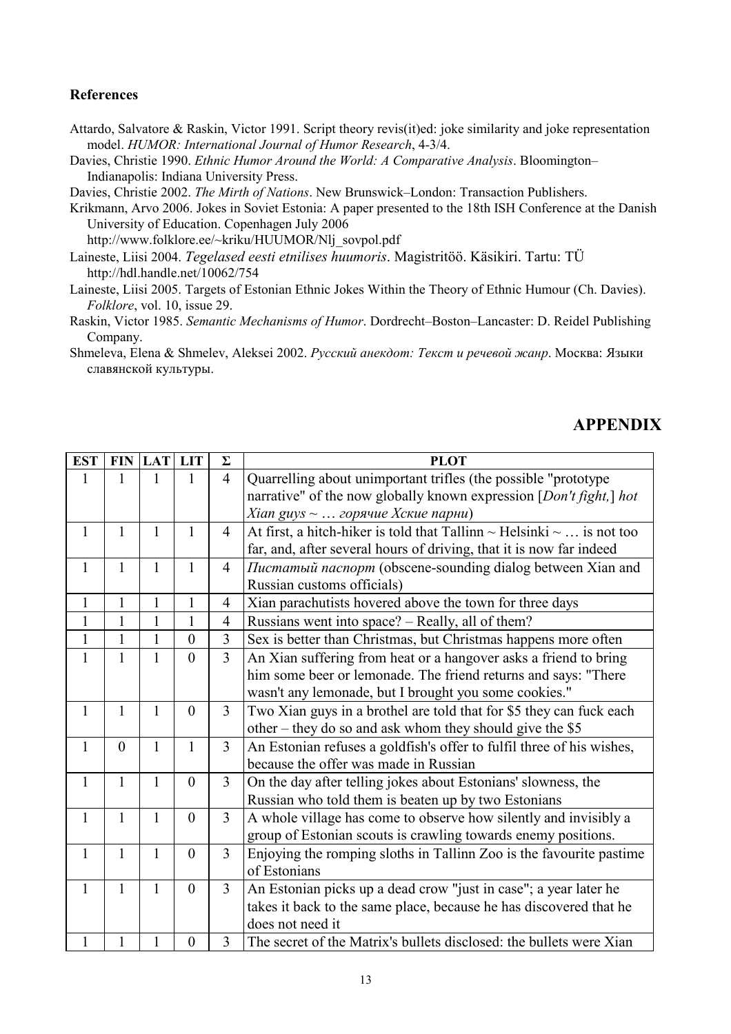## References

Attardo, Salvatore & Raskin, Victor 1991. Script theory revis(it)ed: joke similarity and joke representation model. *HUMOR: International Journal of Humor Research*, 4-3/4.

Davies, Christie 1990. *Ethnic Humor Around the World: A Comparative Analysis*. Bloomington–Indianapolis: Indiana University Press.

Davies, Christie 2002. *The Mirth of Nations*. New Brunswick–London: Transaction Publishers.

Krikmann, Arvo 2006. Jokes in Soviet Estonia: A paper presented to the 18th ISH Conference at the Danish University of Education. Copenhagen July 2006 http://www.folklore.ee/~kriku/HUUMOR/Nlj_sovpol.pdf

Laineste, Liisi 2004. *Tegelased eesti etnilises huumoris*. Magistritöö. Käsikiri. Tartu: TÜ http://hdl.handle.net/10062/754

Laineste, Liisi 2005. Targets of Estonian Ethnic Jokes Within the Theory of Ethnic Humour (Ch. Davies). *Folklore*, vol. 10, issue 29.

Raskin, Victor 1985. *Semantic Mechanisms of Humor*. Dordrecht–Boston–Lancaster: D. Reidel Publishing Company.

Shmeleva, Elena & Shmelev, Aleksei 2002. *Русский анекдот: Текст и речевой жанр*. Москва: Языки славянской культуры.

## APPENDIX

| EST | FIN | LAT | LIT | Σ | PLOT |
|---|---|---|---|---|---|
| 1 | 1 | 1 | 1 | 4 | Quarrelling about unimportant trifles (the possible "prototype narrative" of the now globally known expression [*Don't fight,*] *hot Xian guys ~ … горячие Хские парни*) |
| 1 | 1 | 1 | 1 | 4 | At first, a hitch-hiker is told that Tallinn ~ Helsinki ~ … is not too far, and, after several hours of driving, that it is now far indeed |
| 1 | 1 | 1 | 1 | 4 | *Пистатый паспорт* (obscene-sounding dialog between Xian and Russian customs officials) |
| 1 | 1 | 1 | 1 | 4 | Xian parachutists hovered above the town for three days |
| 1 | 1 | 1 | 1 | 4 | Russians went into space? – Really, all of them? |
| 1 | 1 | 1 | 0 | 3 | Sex is better than Christmas, but Christmas happens more often |
| 1 | 1 | 1 | 0 | 3 | An Xian suffering from heat or a hangover asks a friend to bring him some beer or lemonade. The friend returns and says: "There wasn't any lemonade, but I brought you some cookies." |
| 1 | 1 | 1 | 0 | 3 | Two Xian guys in a brothel are told that for $5 they can fuck each other – they do so and ask whom they should give the $5 |
| 1 | 0 | 1 | 1 | 3 | An Estonian refuses a goldfish's offer to fulfil three of his wishes, because the offer was made in Russian |
| 1 | 1 | 1 | 0 | 3 | On the day after telling jokes about Estonians' slowness, the Russian who told them is beaten up by two Estonians |
| 1 | 1 | 1 | 0 | 3 | A whole village has come to observe how silently and invisibly a group of Estonian scouts is crawling towards enemy positions. |
| 1 | 1 | 1 | 0 | 3 | Enjoying the romping sloths in Tallinn Zoo is the favourite pastime of Estonians |
| 1 | 1 | 1 | 0 | 3 | An Estonian picks up a dead crow "just in case"; a year later he takes it back to the same place, because he has discovered that he does not need it |
| 1 | 1 | 1 | 0 | 3 | The secret of the Matrix's bullets disclosed: the bullets were Xian |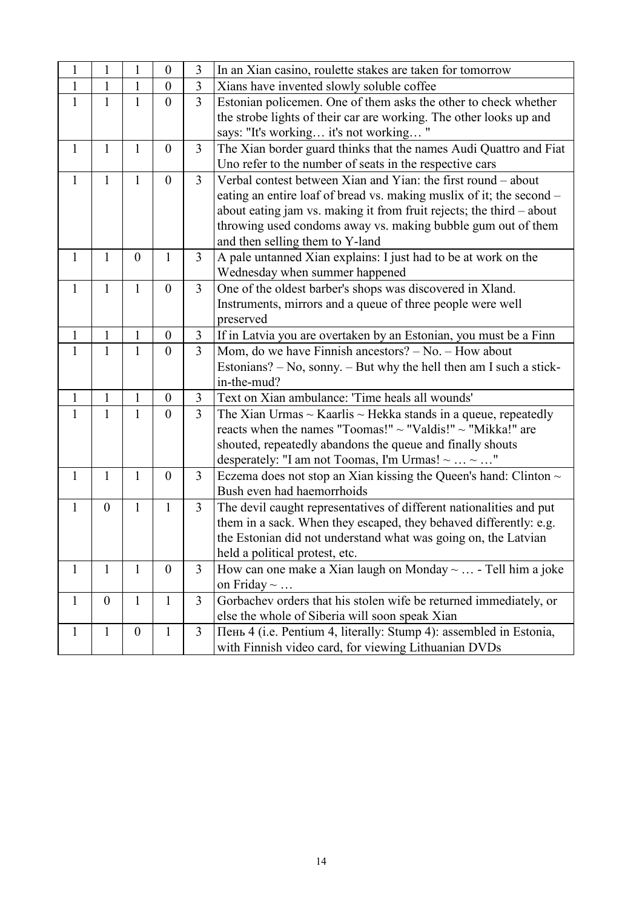| | | | | | |
|---|---|---|---|---|---|
| 1 | 1 | 1 | 0 | 3 | In an Xian casino, roulette stakes are taken for tomorrow |
| 1 | 1 | 1 | 0 | 3 | Xians have invented slowly soluble coffee |
| 1 | 1 | 1 | 0 | 3 | Estonian policemen. One of them asks the other to check whether the strobe lights of their car are working. The other looks up and says: "It's working… it's not working… " |
| 1 | 1 | 1 | 0 | 3 | The Xian border guard thinks that the names Audi Quattro and Fiat Uno refer to the number of seats in the respective cars |
| 1 | 1 | 1 | 0 | 3 | Verbal contest between Xian and Yian: the first round – about eating an entire loaf of bread vs. making muslix of it; the second – about eating jam vs. making it from fruit rejects; the third – about throwing used condoms away vs. making bubble gum out of them and then selling them to Y-land |
| 1 | 1 | 0 | 1 | 3 | A pale untanned Xian explains: I just had to be at work on the Wednesday when summer happened |
| 1 | 1 | 1 | 0 | 3 | One of the oldest barber's shops was discovered in Xland. Instruments, mirrors and a queue of three people were well preserved |
| 1 | 1 | 1 | 0 | 3 | If in Latvia you are overtaken by an Estonian, you must be a Finn |
| 1 | 1 | 1 | 0 | 3 | Mom, do we have Finnish ancestors? – No. – How about Estonians? – No, sonny. – But why the hell then am I such a stick-in-the-mud? |
| 1 | 1 | 1 | 0 | 3 | Text on Xian ambulance: 'Time heals all wounds' |
| 1 | 1 | 1 | 0 | 3 | The Xian Urmas ~ Kaarlis ~ Hekka stands in a queue, repeatedly reacts when the names "Toomas!" ~ "Valdis!" ~ "Mikka!" are shouted, repeatedly abandons the queue and finally shouts desperately: "I am not Toomas, I'm Urmas! ~ … ~ …" |
| 1 | 1 | 1 | 0 | 3 | Eczema does not stop an Xian kissing the Queen's hand: Clinton ~ Bush even had haemorrhoids |
| 1 | 0 | 1 | 1 | 3 | The devil caught representatives of different nationalities and put them in a sack. When they escaped, they behaved differently: e.g. the Estonian did not understand what was going on, the Latvian held a political protest, etc. |
| 1 | 1 | 1 | 0 | 3 | How can one make a Xian laugh on Monday ~ … - Tell him a joke on Friday ~ … |
| 1 | 0 | 1 | 1 | 3 | Gorbachev orders that his stolen wife be returned immediately, or else the whole of Siberia will soon speak Xian |
| 1 | 1 | 0 | 1 | 3 | Пень 4 (i.e. Pentium 4, literally: Stump 4): assembled in Estonia, with Finnish video card, for viewing Lithuanian DVDs |